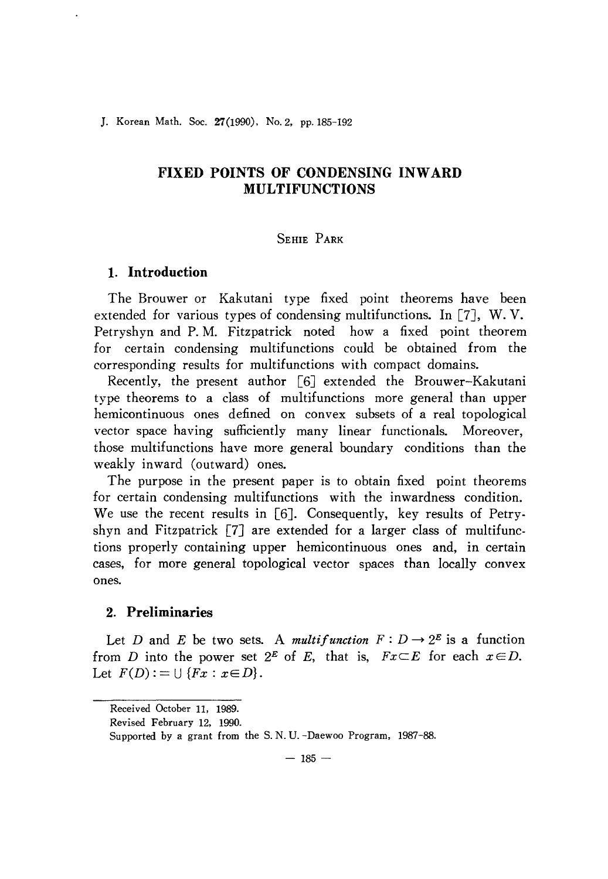# FIXED POINTS OF CONDENSING INWARD MULTIFUNCTIONS

SEHIE PARK

## 1. Introduction

The Brouwer or Kakutani type fixed point theorems have been extended for various types of condensing multifunctions. In [7], W. V. Petryshyn and P. M. Fitzpatrick noted how a fixed point theorem for certain condensing multifunctions could be obtained from the corresponding results for multifunctions with compact domains.

Recently, the present author [6] extended the Brouwer–Kakutani type theorems to a class of multifunctions more general than upper hemicontinuous ones defined on convex subsets of a real topological vector space having sufficiently many linear functionals. Moreover, those multifunctions have more general boundary conditions than the weakly inward (outward) ones.

The purpose in the present paper is to obtain fixed point theorems for certain condensing multifunctions with the inwardness condition. We use the recent results in [6]. Consequently, key results of Petryshyn and Fitzpatrick [7] are extended for a larger class of multifunctions properly containing upper hemicontinuous ones and, in certain cases, for more general topological vector spaces than locally convex ones.

## 2. Preliminaries

Let $D$ and $E$ be two sets. A *multifunction* $F : D \to 2^E$ is a function from $D$ into the power set $2^E$ of $E$, that is, $Fx \subset E$ for each $x \in D$. Let $F(D) := \cup \{Fx : x \in D\}$.

---

Received October 11, 1989.

Revised February 12, 1990.

Supported by a grant from the S. N. U. -Daewoo Program, 1987-88.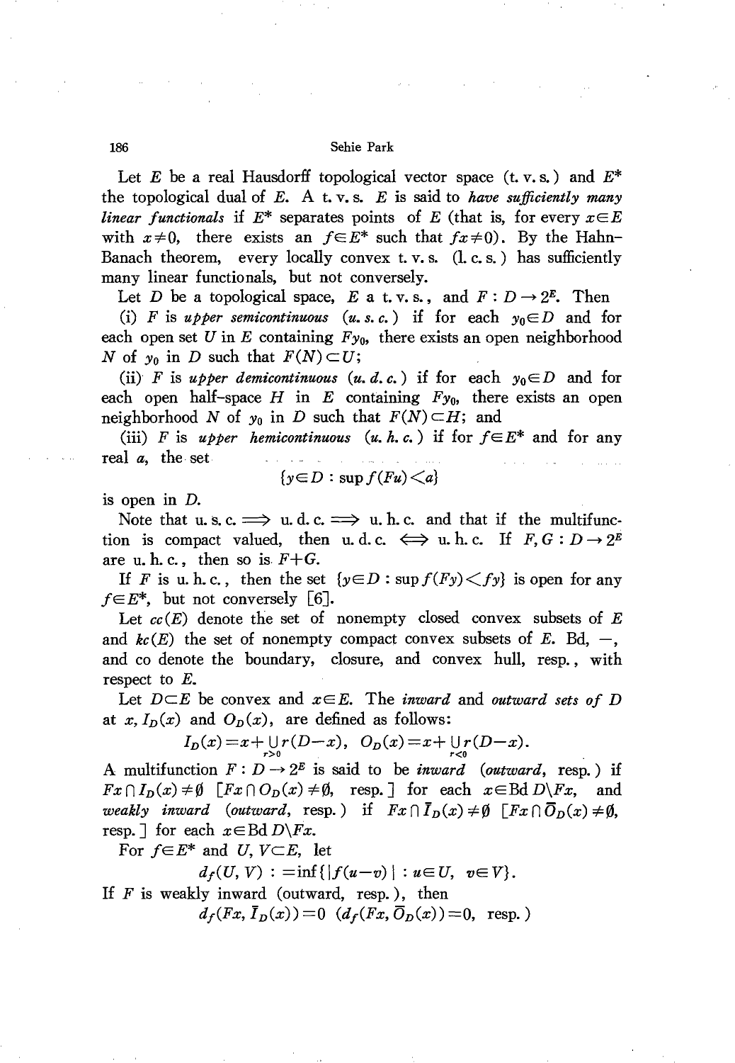Let $E$ be a real Hausdorff topological vector space (t. v. s.) and $E^*$ the topological dual of $E$. A t. v. s. $E$ is said to *have sufficiently many linear functionals* if $E^*$ separates points of $E$ (that is, for every $x \in E$ with $x \neq 0$, there exists an $f \in E^*$ such that $fx \neq 0$). By the Hahn-Banach theorem, every locally convex t. v. s. (l. c. s.) has sufficiently many linear functionals, but not conversely.

Let $D$ be a topological space, $E$ a t. v. s., and $F : D \to 2^E$. Then

(i) $F$ is *upper semicontinuous* (*u. s. c.*) if for each $y_0 \in D$ and for each open set $U$ in $E$ containing $Fy_0$, there exists an open neighborhood $N$ of $y_0$ in $D$ such that $F(N) \subset U$;

(ii) $F$ is *upper demicontinuous* (*u. d. c.*) if for each $y_0 \in D$ and for each open half-space $H$ in $E$ containing $Fy_0$, there exists an open neighborhood $N$ of $y_0$ in $D$ such that $F(N) \subset H$; and

(iii) $F$ is *upper hemicontinuous* (*u. h. c.*) if for $f \in E^*$ and for any real $a$, the set

$$\{y \in D : \sup f(Fu) < a\}$$

is open in $D$.

Note that u. s. c. $\Longrightarrow$ u. d. c. $\Longrightarrow$ u. h. c. and that if the multifunction is compact valued, then u. d. c. $\Longleftrightarrow$ u. h. c. If $F, G : D \to 2^E$ are u. h. c., then so is $F+G$.

If $F$ is u. h. c., then the set $\{y \in D : \sup f(Fy) < fy\}$ is open for any $f \in E^*$, but not conversely [6].

Let $cc(E)$ denote the set of nonempty closed convex subsets of $E$ and $kc(E)$ the set of nonempty compact convex subsets of $E$. Bd, $-$, and co denote the boundary, closure, and convex hull, resp., with respect to $E$.

Let $D \subset E$ be convex and $x \in E$. The *inward* and *outward sets of $D$ at $x$*, $I_D(x)$ and $O_D(x)$, are defined as follows:

$$I_D(x) = x + \bigcup_{r>0} r(D-x), \quad O_D(x) = x + \bigcup_{r<0} r(D-x).$$

A multifunction $F : D \to 2^E$ is said to be *inward* (*outward*, resp.) if $Fx \cap I_D(x) \neq \emptyset$ [$Fx \cap O_D(x) \neq \emptyset$, resp.] for each $x \in \text{Bd}\, D \backslash Fx$, and *weakly inward* (*outward*, resp.) if $Fx \cap \bar{I}_D(x) \neq \emptyset$ [$Fx \cap \bar{O}_D(x) \neq \emptyset$, resp.] for each $x \in \text{Bd}\, D \backslash Fx$.

For $f \in E^*$ and $U, V \subset E$, let

$$d_f(U, V) := \inf\{|f(u-v)| : u \in U, \ v \in V\}.$$

If $F$ is weakly inward (outward, resp.), then

$$d_f(Fx, \bar{I}_D(x)) = 0 \quad (d_f(Fx, \bar{O}_D(x)) = 0, \text{ resp.})$$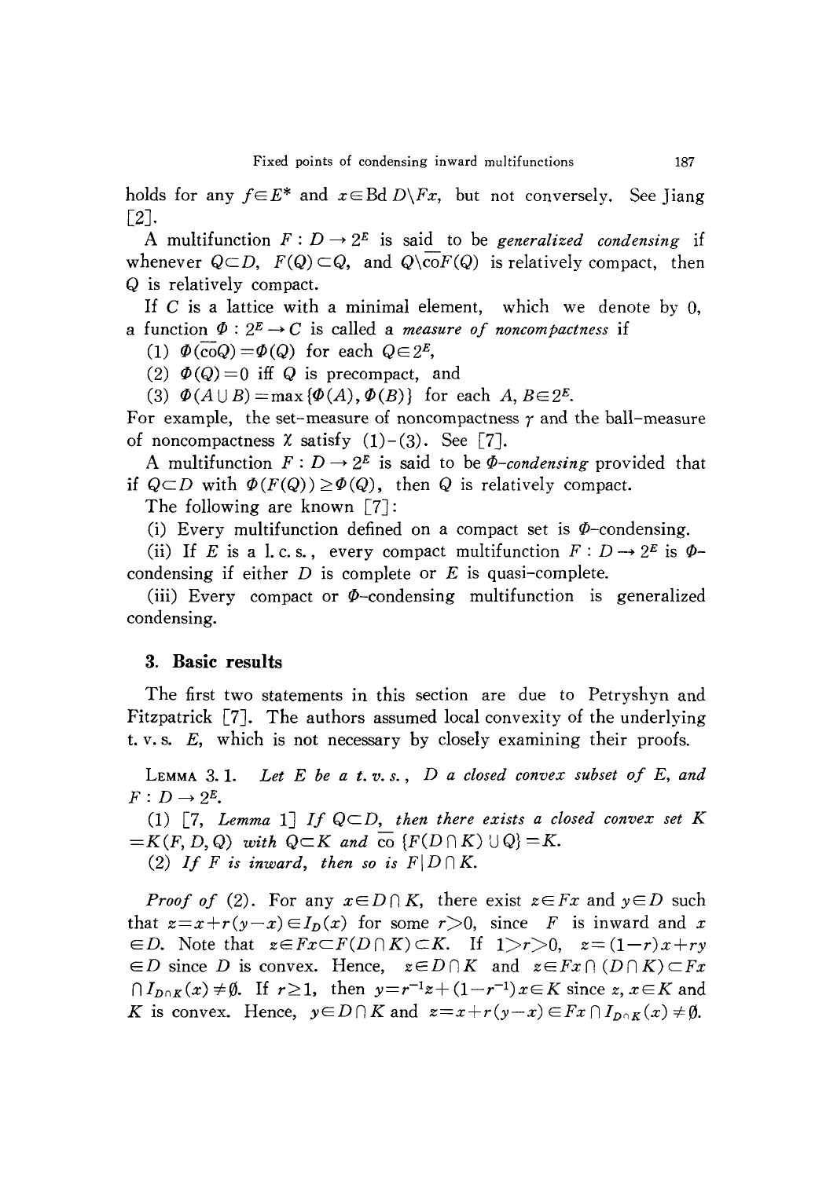holds for any $f \in E^*$ and $x \in \text{Bd}\, D \setminus Fx$, but not conversely. See Jiang [2].

A multifunction $F : D \to 2^E$ is said to be *generalized condensing* if whenever $Q \subset D$, $F(Q) \subset Q$, and $Q \setminus \overline{\text{co}} F(Q)$ is relatively compact, then $Q$ is relatively compact.

If $C$ is a lattice with a minimal element, which we denote by 0, a function $\Phi : 2^E \to C$ is called a *measure of noncompactness* if

(1) $\Phi(\overline{\text{co}} Q) = \Phi(Q)$ for each $Q \in 2^E$,

(2) $\Phi(Q) = 0$ iff $Q$ is precompact, and

(3) $\Phi(A \cup B) = \max\{\Phi(A), \Phi(B)\}$ for each $A, B \in 2^E$.

For example, the set-measure of noncompactness $\gamma$ and the ball-measure of noncompactness $\chi$ satisfy (1)–(3). See [7].

A multifunction $F : D \to 2^E$ is said to be *$\Phi$-condensing* provided that if $Q \subset D$ with $\Phi(F(Q)) \geq \Phi(Q)$, then $Q$ is relatively compact.

The following are known [7]:

(i) Every multifunction defined on a compact set is $\Phi$-condensing.

(ii) If $E$ is a l. c. s., every compact multifunction $F : D \to 2^E$ is $\Phi$-condensing if either $D$ is complete or $E$ is quasi-complete.

(iii) Every compact or $\Phi$-condensing multifunction is generalized condensing.

## 3. Basic results

The first two statements in this section are due to Petryshyn and Fitzpatrick [7]. The authors assumed local convexity of the underlying t. v. s. $E$, which is not necessary by closely examining their proofs.

LEMMA 3.1. *Let $E$ be a t. v. s., $D$ a closed convex subset of $E$, and $F : D \to 2^E$.*

(1) [7, *Lemma* 1] *If $Q \subset D$, then there exists a closed convex set $K = K(F, D, Q)$ with $Q \subset K$ and $\overline{\text{co}}\, \{F(D \cap K) \cup Q\} = K$.*

(2) *If $F$ is inward, then so is $F | D \cap K$.*

*Proof of* (2). For any $x \in D \cap K$, there exist $z \in Fx$ and $y \in D$ such that $z = x + r(y - x) \in I_D(x)$ for some $r > 0$, since $F$ is inward and $x \in D$. Note that $z \in Fx \subset F(D \cap K) \subset K$. If $1 > r > 0$, $z = (1-r)x + ry \in D$ since $D$ is convex. Hence, $z \in D \cap K$ and $z \in Fx \cap (D \cap K) \subset Fx \cap I_{D \cap K}(x) \neq \emptyset$. If $r \geq 1$, then $y = r^{-1}z + (1 - r^{-1})x \in K$ since $z, x \in K$ and $K$ is convex. Hence, $y \in D \cap K$ and $z = x + r(y - x) \in Fx \cap I_{D \cap K}(x) \neq \emptyset$.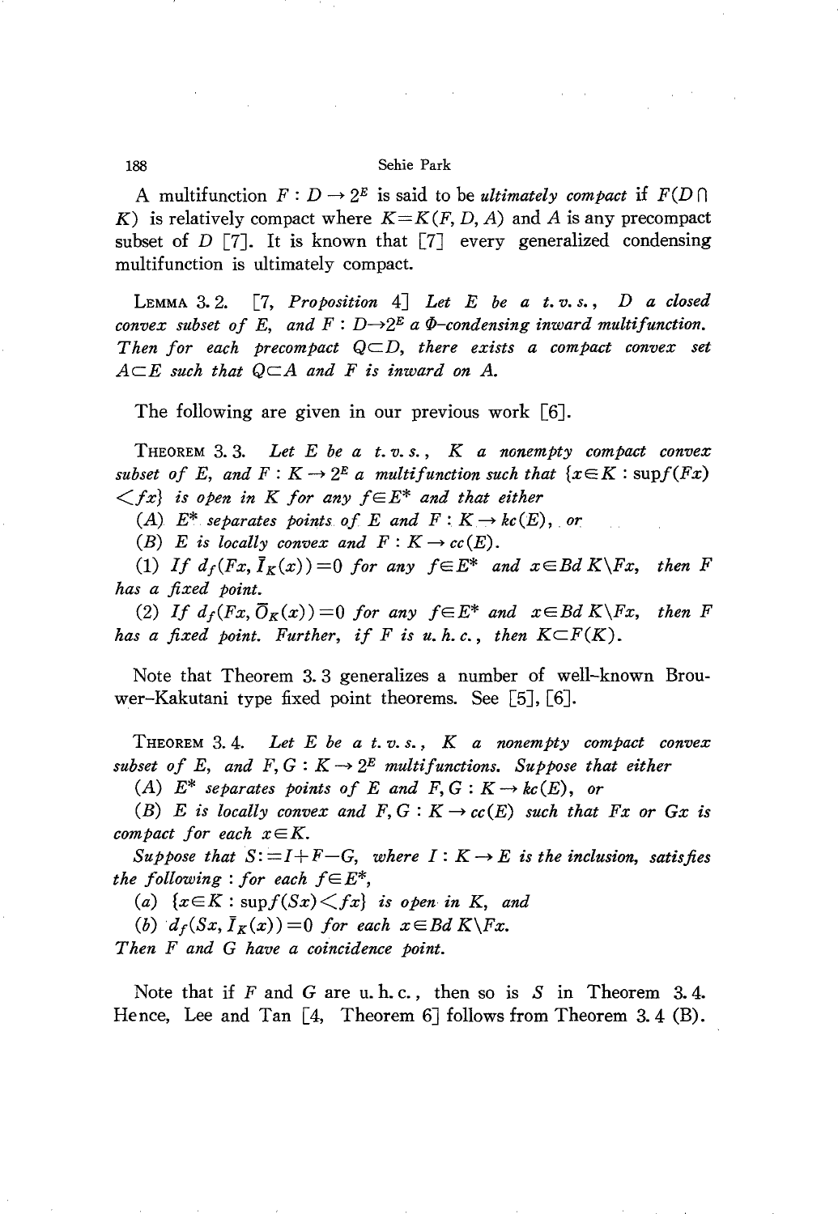A multifunction $F : D \to 2^E$ is said to be *ultimately compact* if $F(D \cap K)$ is relatively compact where $K = K(F, D, A)$ and $A$ is any precompact subset of $D$ [7]. It is known that [7] every generalized condensing multifunction is ultimately compact.

LEMMA 3.2. [7, *Proposition* 4] *Let $E$ be a t.v.s., $D$ a closed convex subset of $E$, and $F : D \to 2^E$ a $\Phi$-condensing inward multifunction. Then for each precompact $Q \subset D$, there exists a compact convex set $A \subset E$ such that $Q \subset A$ and $F$ is inward on $A$.*

The following are given in our previous work [6].

THEOREM 3.3. *Let $E$ be a t.v.s., $K$ a nonempty compact convex subset of $E$, and $F : K \to 2^E$ a multifunction such that $\{x \in K : \sup f(Fx) < fx\}$ is open in $K$ for any $f \in E^*$ and that either*

*(A) $E^*$ separates points of $E$ and $F : K \to kc(E)$, or*

*(B) $E$ is locally convex and $F : K \to cc(E)$.*

*(1) If $d_f(Fx, \bar{I}_K(x)) = 0$ for any $f \in E^*$ and $x \in Bd\, K \backslash Fx$, then $F$ has a fixed point.*

*(2) If $d_f(Fx, \bar{O}_K(x)) = 0$ for any $f \in E^*$ and $x \in Bd\, K \backslash Fx$, then $F$ has a fixed point. Further, if $F$ is u.h.c., then $K \subset F(K)$.*

Note that Theorem 3.3 generalizes a number of well-known Brouwer–Kakutani type fixed point theorems. See [5], [6].

THEOREM 3.4. *Let $E$ be a t.v.s., $K$ a nonempty compact convex subset of $E$, and $F, G : K \to 2^E$ multifunctions. Suppose that either*

*(A) $E^*$ separates points of $E$ and $F, G : K \to kc(E)$, or*

*(B) $E$ is locally convex and $F, G : K \to cc(E)$ such that $Fx$ or $Gx$ is compact for each $x \in K$.*

*Suppose that $S := I + F - G$, where $I : K \to E$ is the inclusion, satisfies the following : for each $f \in E^*$,*

*(a) $\{x \in K : \sup f(Sx) < fx\}$ is open in $K$, and*

*(b) $d_f(Sx, \bar{I}_K(x)) = 0$ for each $x \in Bd\, K \backslash Fx$.*

*Then $F$ and $G$ have a coincidence point.*

Note that if $F$ and $G$ are u.h.c., then so is $S$ in Theorem 3.4. Hence, Lee and Tan [4, Theorem 6] follows from Theorem 3.4 (B).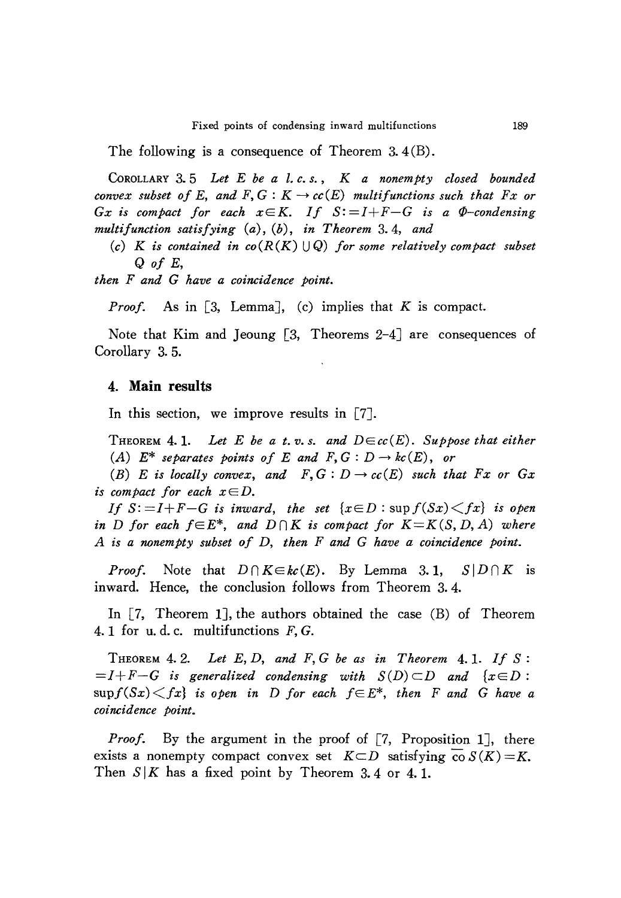The following is a consequence of Theorem 3.4(B).

COROLLARY 3.5 *Let $E$ be a l.c.s., $K$ a nonempty closed bounded convex subset of $E$, and $F, G : K \to cc(E)$ multifunctions such that $Fx$ or $Gx$ is compact for each $x \in K$. If $S := I + F - G$ is a $\Phi$-condensing multifunction satisfying (a), (b), in Theorem 3.4, and*

*(c) $K$ is contained in $co(R(K) \cup Q)$ for some relatively compact subset $Q$ of $E$,*

*then $F$ and $G$ have a coincidence point.*

*Proof.* As in [3, Lemma], (c) implies that $K$ is compact.

Note that Kim and Jeoung [3, Theorems 2–4] are consequences of Corollary 3.5.

## 4. Main results

In this section, we improve results in [7].

THEOREM 4.1. *Let $E$ be a t.v.s. and $D \in cc(E)$. Suppose that either*

*(A) $E^*$ separates points of $E$ and $F, G : D \to kc(E)$, or*

*(B) $E$ is locally convex, and $F, G : D \to cc(E)$ such that $Fx$ or $Gx$ is compact for each $x \in D$.*

*If $S := I + F - G$ is inward, the set $\{x \in D : \sup f(Sx) < fx\}$ is open in $D$ for each $f \in E^*$, and $D \cap K$ is compact for $K = K(S, D, A)$ where $A$ is a nonempty subset of $D$, then $F$ and $G$ have a coincidence point.*

*Proof.* Note that $D \cap K \in kc(E)$. By Lemma 3.1, $S | D \cap K$ is inward. Hence, the conclusion follows from Theorem 3.4.

In [7, Theorem 1], the authors obtained the case (B) of Theorem 4.1 for u.d.c. multifunctions $F, G$.

THEOREM 4.2. *Let $E$, $D$, and $F, G$ be as in Theorem 4.1. If $S := I + F - G$ is generalized condensing with $S(D) \subset D$ and $\{x \in D : \sup f(Sx) < fx\}$ is open in $D$ for each $f \in E^*$, then $F$ and $G$ have a coincidence point.*

*Proof.* By the argument in the proof of [7, Proposition 1], there exists a nonempty compact convex set $K \subset D$ satisfying $\overline{co}\, S(K) = K$. Then $S|K$ has a fixed point by Theorem 3.4 or 4.1.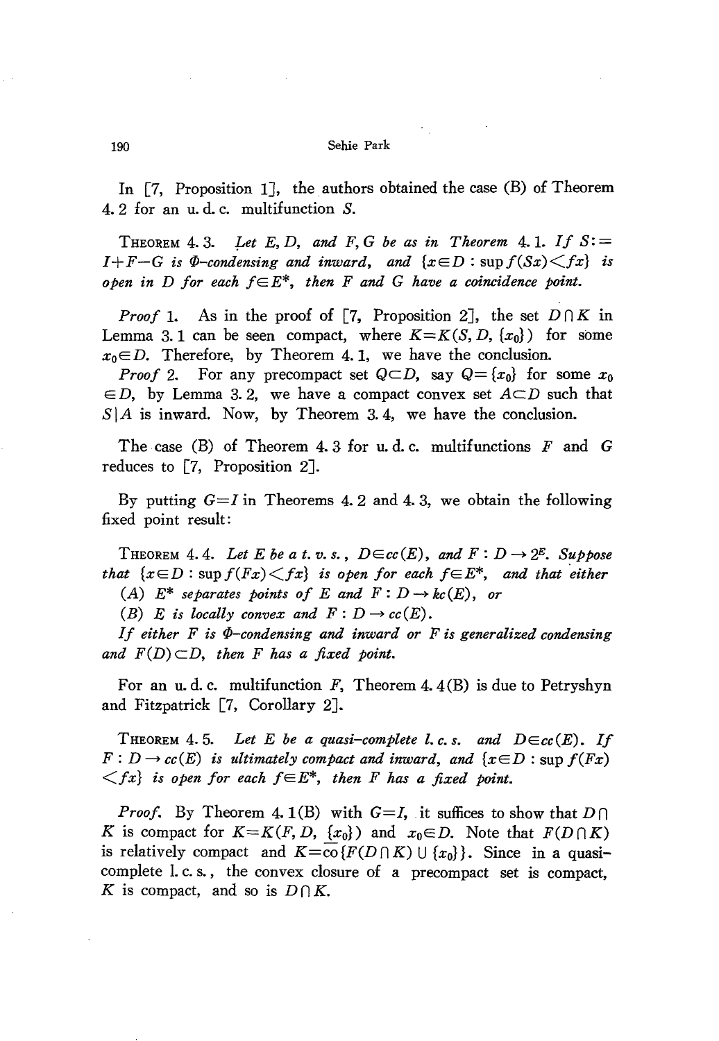In [7, Proposition 1], the authors obtained the case (B) of Theorem 4.2 for an u. d. c. multifunction $S$.

THEOREM 4.3. *Let $E, D$, and $F, G$ be as in Theorem 4.1. If $S := I + F - G$ is $\Phi$-condensing and inward, and $\{x \in D : \sup f(Sx) < fx\}$ is open in $D$ for each $f \in E^*$, then $F$ and $G$ have a coincidence point.*

*Proof* 1. As in the proof of [7, Proposition 2], the set $D \cap K$ in Lemma 3.1 can be seen compact, where $K = K(S, D, \{x_0\})$ for some $x_0 \in D$. Therefore, by Theorem 4.1, we have the conclusion.

*Proof* 2. For any precompact set $Q \subset D$, say $Q = \{x_0\}$ for some $x_0 \in D$, by Lemma 3.2, we have a compact convex set $A \subset D$ such that $S|A$ is inward. Now, by Theorem 3.4, we have the conclusion.

The case (B) of Theorem 4.3 for u. d. c. multifunctions $F$ and $G$ reduces to [7, Proposition 2].

By putting $G = I$ in Theorems 4.2 and 4.3, we obtain the following fixed point result:

THEOREM 4.4. *Let $E$ be a t. v. s., $D \in cc(E)$, and $F : D \to 2^E$. Suppose that $\{x \in D : \sup f(Fx) < fx\}$ is open for each $f \in E^*$, and that either*

*(A) $E^*$ separates points of $E$ and $F : D \to kc(E)$, or*

*(B) $E$ is locally convex and $F : D \to cc(E)$.*

*If either $F$ is $\Phi$-condensing and inward or $F$ is generalized condensing and $F(D) \subset D$, then $F$ has a fixed point.*

For an u. d. c. multifunction $F$, Theorem 4.4(B) is due to Petryshyn and Fitzpatrick [7, Corollary 2].

THEOREM 4.5. *Let $E$ be a quasi-complete l. c. s. and $D \in cc(E)$. If $F : D \to cc(E)$ is ultimately compact and inward, and $\{x \in D : \sup f(Fx) < fx\}$ is open for each $f \in E^*$, then $F$ has a fixed point.*

*Proof.* By Theorem 4.1(B) with $G = I$, it suffices to show that $D \cap K$ is compact for $K = K(F, D, \{x_0\})$ and $x_0 \in D$. Note that $F(D \cap K)$ is relatively compact and $K = \overline{co}\{F(D \cap K) \cup \{x_0\}\}$. Since in a quasi-complete l. c. s., the convex closure of a precompact set is compact, $K$ is compact, and so is $D \cap K$.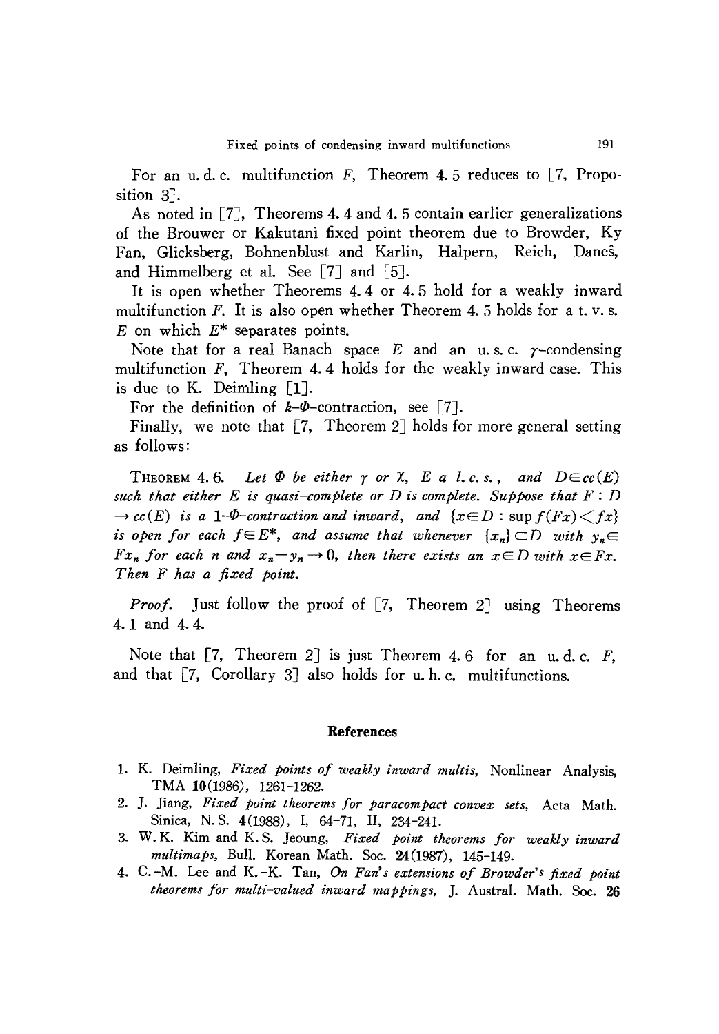For an u. d. c. multifunction $F$, Theorem 4.5 reduces to [7, Proposition 3].

As noted in [7], Theorems 4.4 and 4.5 contain earlier generalizations of the Brouwer or Kakutani fixed point theorem due to Browder, Ky Fan, Glicksberg, Bohnenblust and Karlin, Halpern, Reich, Daneŝ, and Himmelberg et al. See [7] and [5].

It is open whether Theorems 4.4 or 4.5 hold for a weakly inward multifunction $F$. It is also open whether Theorem 4.5 holds for a t. v. s. $E$ on which $E^*$ separates points.

Note that for a real Banach space $E$ and an u. s. c. $\gamma$-condensing multifunction $F$, Theorem 4.4 holds for the weakly inward case. This is due to K. Deimling [1].

For the definition of $k$-$\Phi$-contraction, see [7].

Finally, we note that [7, Theorem 2] holds for more general setting as follows:

**Theorem 4.6.** *Let $\Phi$ be either $\gamma$ or $\chi$, $E$ a l. c. s., and $D \in cc(E)$ such that either $E$ is quasi-complete or $D$ is complete. Suppose that $F: D \to cc(E)$ is a 1-$\Phi$-contraction and inward, and $\{x \in D : \sup f(Fx) < fx\}$ is open for each $f \in E^*$, and assume that whenever $\{x_n\} \subset D$ with $y_n \in Fx_n$ for each $n$ and $x_n - y_n \to 0$, then there exists an $x \in D$ with $x \in Fx$. Then $F$ has a fixed point.*

*Proof.* Just follow the proof of [7, Theorem 2] using Theorems 4.1 and 4.4.

Note that [7, Theorem 2] is just Theorem 4.6 for an u. d. c. $F$, and that [7, Corollary 3] also holds for u. h. c. multifunctions.

## References

1. K. Deimling, *Fixed points of weakly inward multis*, Nonlinear Analysis, TMA **10**(1986), 1261-1262.
2. J. Jiang, *Fixed point theorems for paracompact convex sets*, Acta Math. Sinica, N. S. **4**(1988), I, 64-71, II, 234-241.
3. W. K. Kim and K. S. Jeoung, *Fixed point theorems for weakly inward multimaps*, Bull. Korean Math. Soc. **24**(1987), 145-149.
4. C.-M. Lee and K.-K. Tan, *On Fan's extensions of Browder's fixed point theorems for multi-valued inward mappings*, J. Austral. Math. Soc. **26**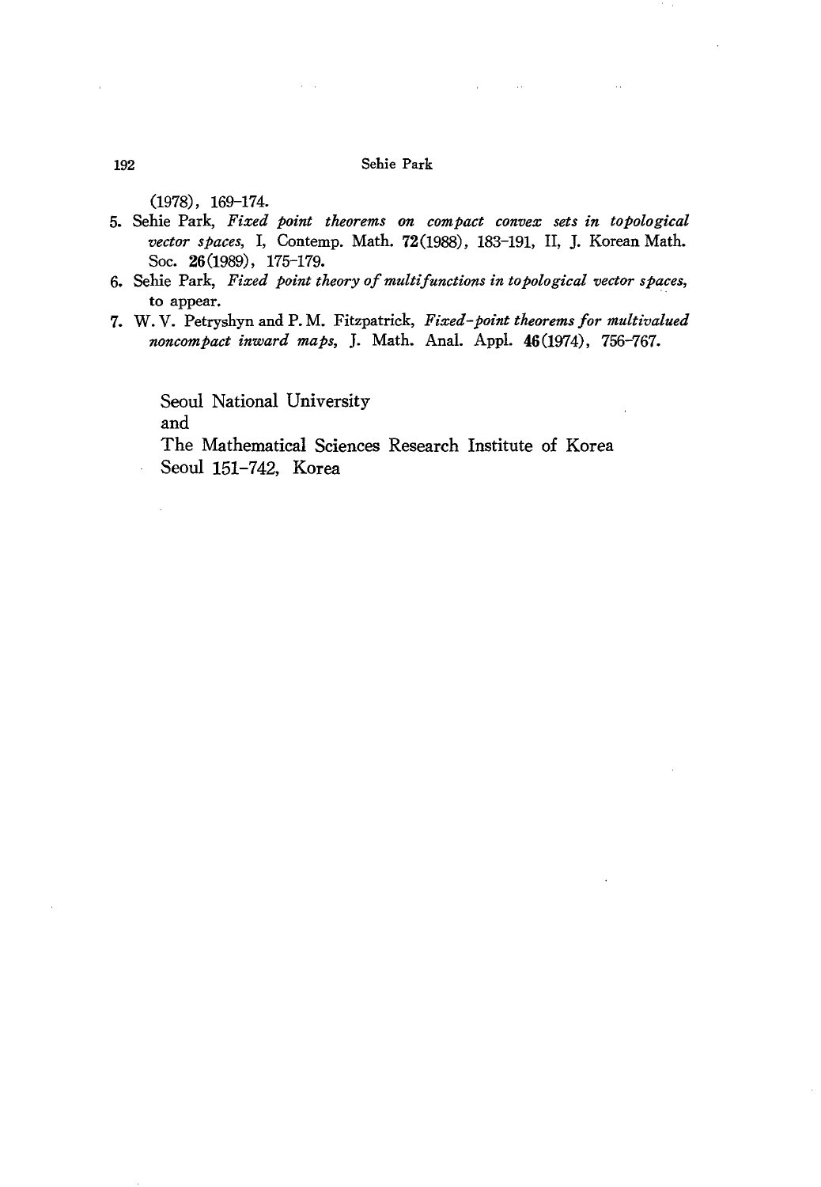(1978), 169–174.

5. Sehie Park, *Fixed point theorems on compact convex sets in topological vector spaces*, I, Contemp. Math. **72**(1988), 183–191, II, J. Korean Math. Soc. **26**(1989), 175–179.
6. Sehie Park, *Fixed point theory of multifunctions in topological vector spaces*, to appear.
7. W. V. Petryshyn and P. M. Fitzpatrick, *Fixed-point theorems for multivalued noncompact inward maps*, J. Math. Anal. Appl. **46**(1974), 756–767.

Seoul National University
and
The Mathematical Sciences Research Institute of Korea
Seoul 151–742, Korea